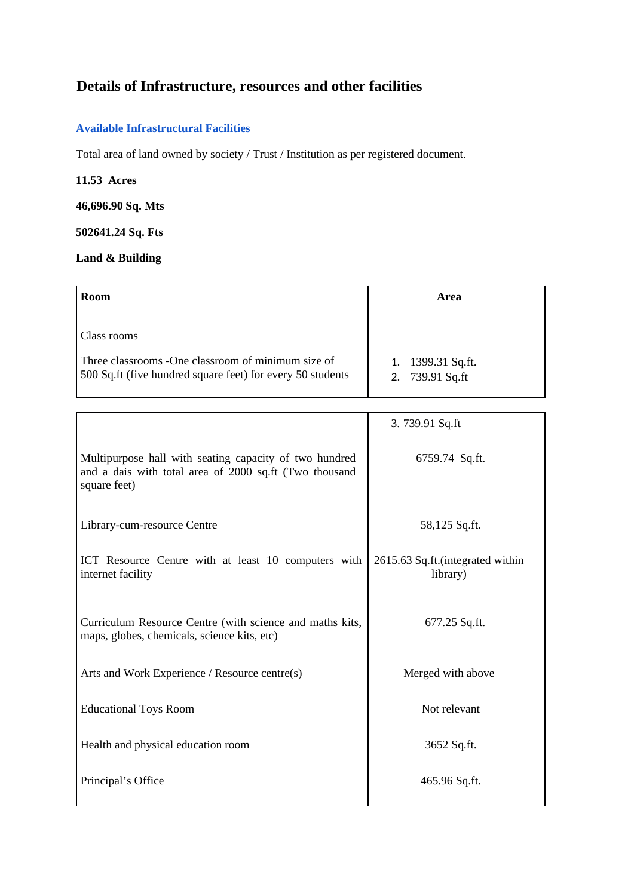# Details of Infrastructure, resources and other facilities

**Available Infrastructural Facilities**

Total area of land owned by society / Trust / Institution as per registered document.

**11.53 Acres**

**46,696.90 Sq. Mts**

**502641.24 Sq. Fts**

**Land & Building**

| Room | Area |
|---|---|
| Class rooms<br><br>Three classrooms -One classroom of minimum size of 500 Sq.ft (five hundred square feet) for every 50 students | 1. 1399.31 Sq.ft.<br>2. 739.91 Sq.ft<br>3. 739.91 Sq.ft |
| Multipurpose hall with seating capacity of two hundred and a dais with total area of 2000 sq.ft (Two thousand square feet) | 6759.74 Sq.ft. |
| Library-cum-resource Centre | 58,125 Sq.ft. |
| ICT Resource Centre with at least 10 computers with internet facility | 2615.63 Sq.ft.(integrated within library) |
| Curriculum Resource Centre (with science and maths kits, maps, globes, chemicals, science kits, etc) | 677.25 Sq.ft. |
| Arts and Work Experience / Resource centre(s) | Merged with above |
| Educational Toys Room | Not relevant |
| Health and physical education room | 3652 Sq.ft. |
| Principal's Office | 465.96 Sq.ft. |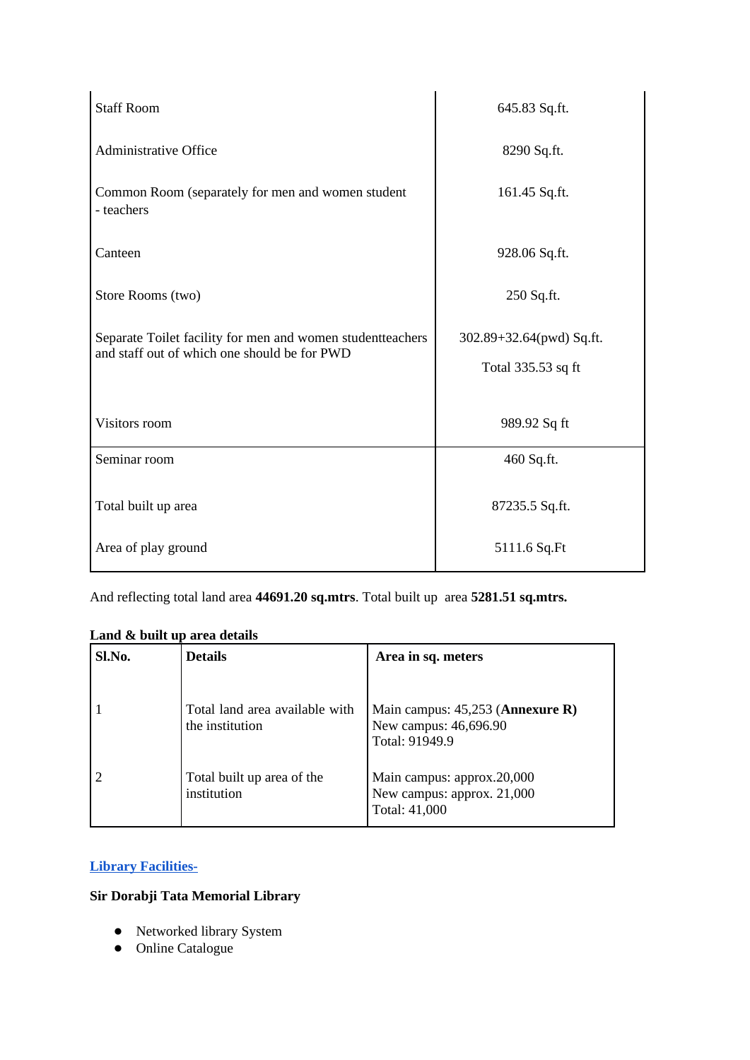| | |
|---|---|
| Staff Room | 645.83 Sq.ft. |
| Administrative Office | 8290 Sq.ft. |
| Common Room (separately for men and women student - teachers | 161.45 Sq.ft. |
| Canteen | 928.06 Sq.ft. |
| Store Rooms (two) | 250 Sq.ft. |
| Separate Toilet facility for men and women studentteachers and staff out of which one should be for PWD | 302.89+32.64(pwd) Sq.ft. Total 335.53 sq ft |
| Visitors room | 989.92 Sq ft |
| Seminar room | 460 Sq.ft. |
| Total built up area | 87235.5 Sq.ft. |
| Area of play ground | 5111.6 Sq.Ft |

And reflecting total land area **44691.20 sq.mtrs**. Total built up area **5281.51 sq.mtrs.**

**Land & built up area details**

| Sl.No. | Details | Area in sq. meters |
|---|---|---|
| 1 | Total land area available with the institution | Main campus: 45,253 (**Annexure R)** New campus: 46,696.90 Total: 91949.9 |
| 2 | Total built up area of the institution | Main campus: approx.20,000 New campus: approx. 21,000 Total: 41,000 |

**Library Facilities-**

**Sir Dorabji Tata Memorial Library**

- Networked library System
- Online Catalogue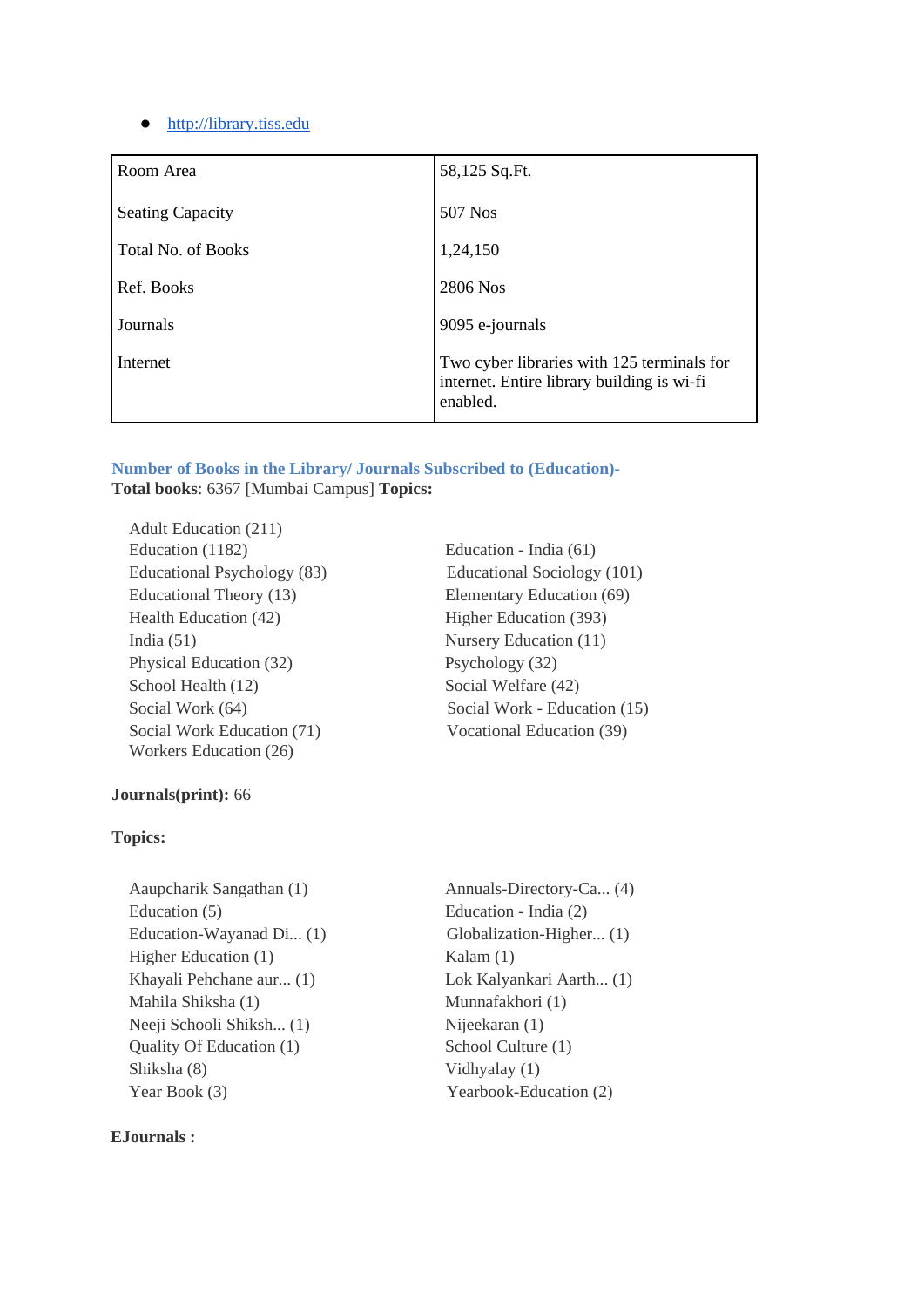- http://library.tiss.edu

| Room Area | 58,125 Sq.Ft. |
|---|---|
| Seating Capacity | 507 Nos |
| Total No. of Books | 1,24,150 |
| Ref. Books | 2806 Nos |
| Journals | 9095 e-journals |
| Internet | Two cyber libraries with 125 terminals for internet. Entire library building is wi-fi enabled. |

### Number of Books in the Library/ Journals Subscribed to (Education)-

**Total books**: 6367 [Mumbai Campus] **Topics:**

Adult Education (211)
Education (1182)
Educational Psychology (83)
Educational Theory (13)
Health Education (42)
India (51)
Physical Education (32)
School Health (12)
Social Work (64)
Social Work Education (71)
Workers Education (26)
Education - India (61)
Educational Sociology (101)
Elementary Education (69)
Higher Education (393)
Nursery Education (11)
Psychology (32)
Social Welfare (42)
Social Work - Education (15)
Vocational Education (39)

**Journals(print):** 66

**Topics:**

Aaupcharik Sangathan (1)
Education (5)
Education-Wayanad Di... (1)
Higher Education (1)
Khayali Pehchane aur... (1)
Mahila Shiksha (1)
Neeji Schooli Shiksh... (1)
Quality Of Education (1)
Shiksha (8)
Year Book (3)
Annuals-Directory-Ca... (4)
Education - India (2)
Globalization-Higher... (1)
Kalam (1)
Lok Kalyankari Aarth... (1)
Munnafakhori (1)
Nijeekaran (1)
School Culture (1)
Vidhyalay (1)
Yearbook-Education (2)

**EJournals :**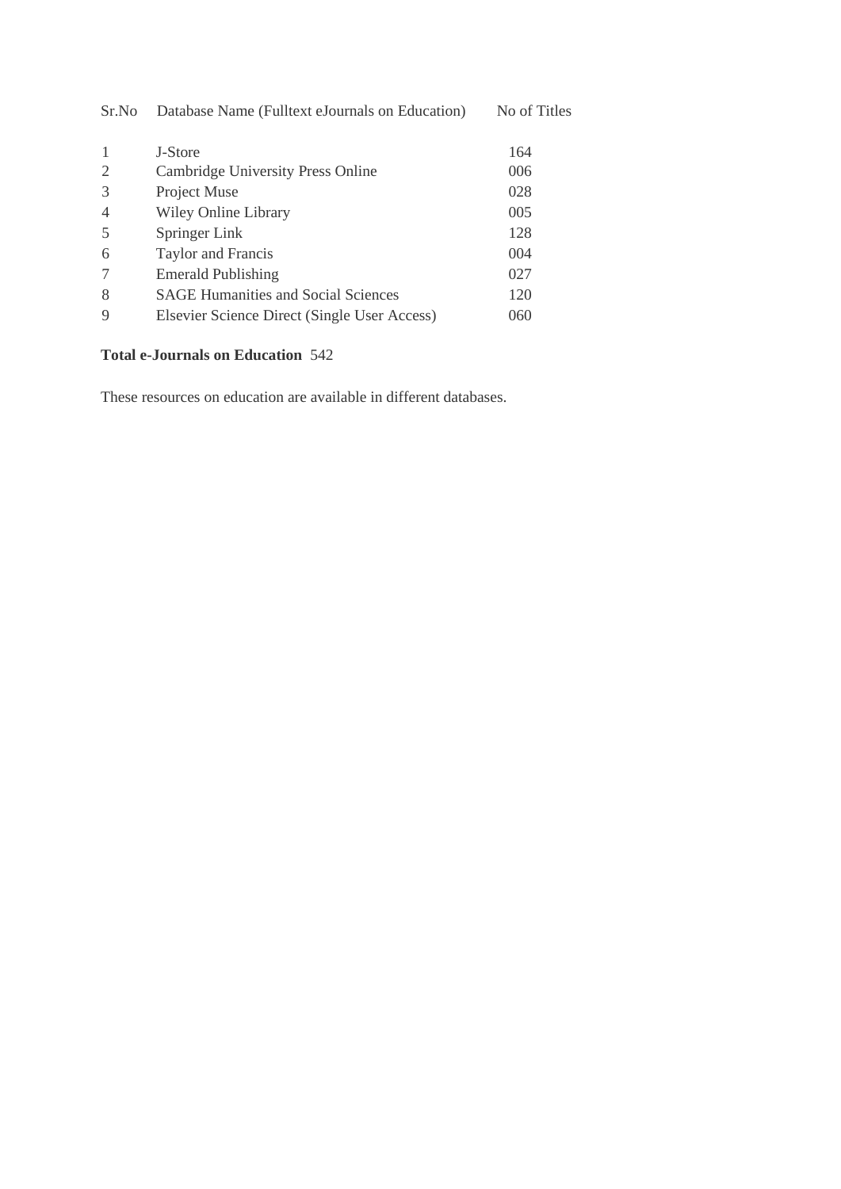| Sr.No | Database Name (Fulltext eJournals on Education) | No of Titles |
|---|---|---|
| 1 | J-Store | 164 |
| 2 | Cambridge University Press Online | 006 |
| 3 | Project Muse | 028 |
| 4 | Wiley Online Library | 005 |
| 5 | Springer Link | 128 |
| 6 | Taylor and Francis | 004 |
| 7 | Emerald Publishing | 027 |
| 8 | SAGE Humanities and Social Sciences | 120 |
| 9 | Elsevier Science Direct (Single User Access) | 060 |

**Total e-Journals on Education** 542

These resources on education are available in different databases.